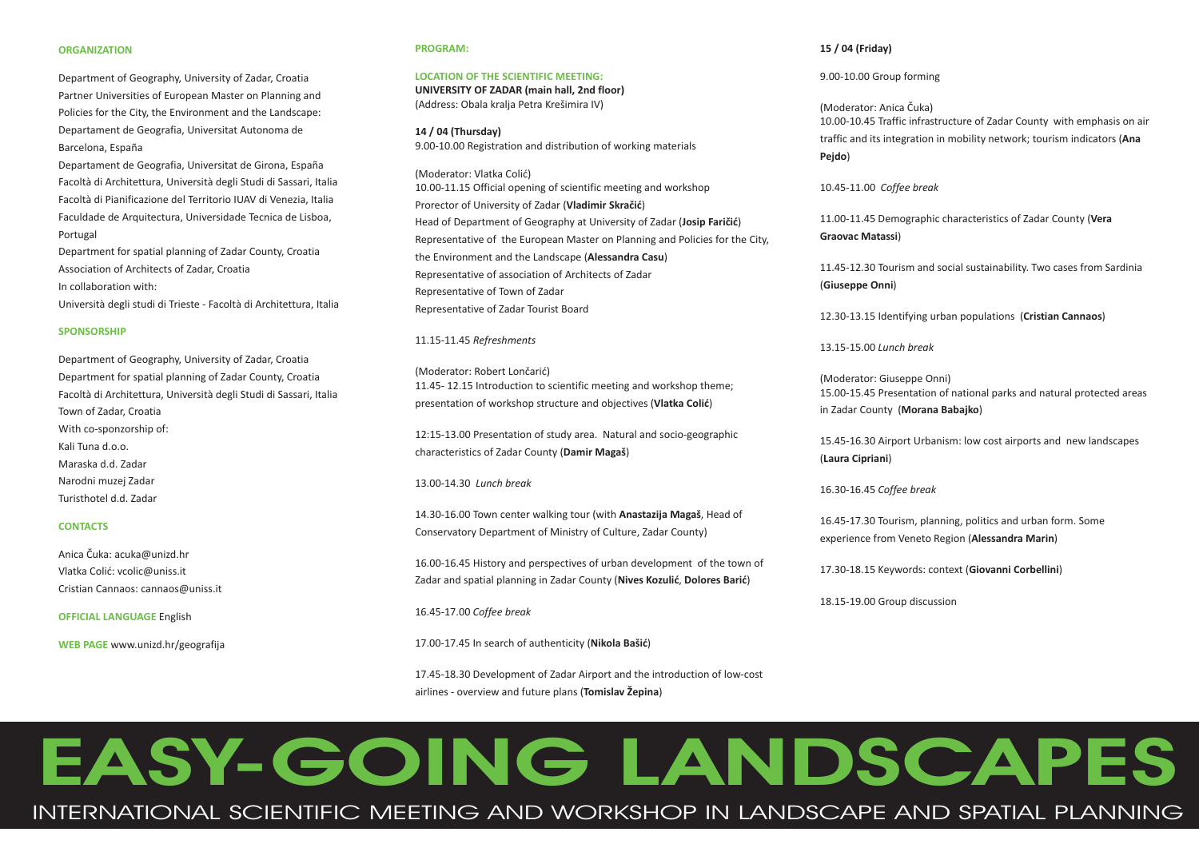# EASY-GOING LANDSCAPES

## INTERNATIONAL SCIENTIFIC MEETING AND WORKSHOP IN LANDSCAPE AND SPATIAL PLANNING

### ORGANIZATION

Department of Geography, University of Zadar, Croatia
Partner Universities of European Master on Planning and Policies for the City, the Environment and the Landscape:
Departament de Geografia, Universitat Autonoma de Barcelona, España
Departament de Geografia, Universitat de Girona, España
Facoltà di Architettura, Università degli Studi di Sassari, Italia
Facoltà di Pianificazione del Territorio IUAV di Venezia, Italia
Faculdade de Arquitectura, Universidade Tecnica de Lisboa, Portugal
Department for spatial planning of Zadar County, Croatia
Association of Architects of Zadar, Croatia
In collaboration with:
Università degli studi di Trieste - Facoltà di Architettura, Italia

### SPONSORSHIP

Department of Geography, University of Zadar, Croatia
Department for spatial planning of Zadar County, Croatia
Facoltà di Architettura, Università degli Studi di Sassari, Italia
Town of Zadar, Croatia
With co-sponzorship of:
Kali Tuna d.o.o.
Maraska d.d. Zadar
Narodni muzej Zadar
Turisthotel d.d. Zadar

### CONTACTS

Anica Čuka: acuka@unizd.hr
Vlatka Colić: vcolic@uniss.it
Cristian Cannaos: cannaos@uniss.it

**OFFICIAL LANGUAGE** English

**WEB PAGE** www.unizd.hr/geografija

### PROGRAM:

**LOCATION OF THE SCIENTIFIC MEETING:**
**UNIVERSITY OF ZADAR (main hall, 2nd floor)**
(Address: Obala kralja Petra Krešimira IV)

**14 / 04 (Thursday)**
9.00-10.00 Registration and distribution of working materials

(Moderator: Vlatka Colić)
10.00-11.15 Official opening of scientific meeting and workshop
Prorector of University of Zadar (**Vladimir Skračić**)
Head of Department of Geography at University of Zadar (**Josip Faričić**)
Representative of the European Master on Planning and Policies for the City, the Environment and the Landscape (**Alessandra Casu**)
Representative of association of Architects of Zadar
Representative of Town of Zadar
Representative of Zadar Tourist Board

11.15-11.45 *Refreshments*

(Moderator: Robert Lončarić)
11.45- 12.15 Introduction to scientific meeting and workshop theme; presentation of workshop structure and objectives (**Vlatka Colić**)

12:15-13.00 Presentation of study area. Natural and socio-geographic characteristics of Zadar County (**Damir Magaš**)

13.00-14.30 *Lunch break*

14.30-16.00 Town center walking tour (with **Anastazija Magaš**, Head of Conservatory Department of Ministry of Culture, Zadar County)

16.00-16.45 History and perspectives of urban development of the town of Zadar and spatial planning in Zadar County (**Nives Kozulić**, **Dolores Barić**)

16.45-17.00 *Coffee break*

17.00-17.45 In search of authenticity (**Nikola Bašić**)

17.45-18.30 Development of Zadar Airport and the introduction of low-cost airlines - overview and future plans (**Tomislav Žepina**)

**15 / 04 (Friday)**

9.00-10.00 Group forming

(Moderator: Anica Čuka)
10.00-10.45 Traffic infrastructure of Zadar County with emphasis on air traffic and its integration in mobility network; tourism indicators (**Ana Pejdo**)

10.45-11.00 *Coffee break*

11.00-11.45 Demographic characteristics of Zadar County (**Vera Graovac Matassi**)

11.45-12.30 Tourism and social sustainability. Two cases from Sardinia (**Giuseppe Onni**)

12.30-13.15 Identifying urban populations (**Cristian Cannaos**)

13.15-15.00 *Lunch break*

(Moderator: Giuseppe Onni)
15.00-15.45 Presentation of national parks and natural protected areas in Zadar County (**Morana Babajko**)

15.45-16.30 Airport Urbanism: low cost airports and new landscapes (**Laura Cipriani**)

16.30-16.45 *Coffee break*

16.45-17.30 Tourism, planning, politics and urban form. Some experience from Veneto Region (**Alessandra Marin**)

17.30-18.15 Keywords: context (**Giovanni Corbellini**)

18.15-19.00 Group discussion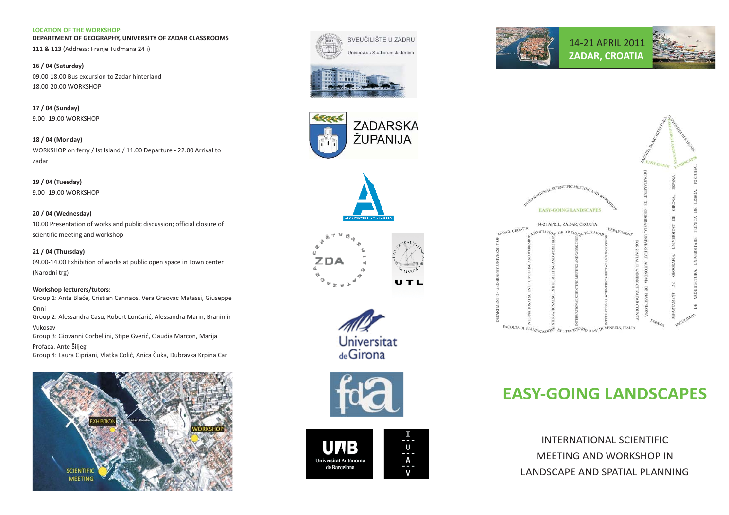**LOCATION OF THE WORKSHOP:**

**DEPARTMENT OF GEOGRAPHY, UNIVERSITY OF ZADAR CLASSROOMS**

**111 & 113** (Address: Franje Tuđmana 24 i)

**16 / 04 (Saturday)**

09.00-18.00 Bus excursion to Zadar hinterland

18.00-20.00 WORKSHOP

**17 / 04 (Sunday)**

9.00 -19.00 WORKSHOP

**18 / 04 (Monday)**

WORKSHOP on ferry / Ist Island / 11.00 Departure - 22.00 Arrival to Zadar

**19 / 04 (Tuesday)**

9.00 -19.00 WORKSHOP

**20 / 04 (Wednesday)**

10.00 Presentation of works and public discussion; official closure of scientific meeting and workshop

**21 / 04 (Thursday)**

09.00-14.00 Exhibition of works at public open space in Town center (Narodni trg)

**Workshop lecturers/tutors:**

Group 1: Ante Blaće, Cristian Cannaos, Vera Graovac Matassi, Giuseppe Onni

Group 2: Alessandra Casu, Robert Lončarić, Alessandra Marin, Branimir Vukosav

Group 3: Giovanni Corbellini, Stipe Gverić, Claudia Marcon, Marija Profaca, Ante Šiljeg

Group 4: Laura Cipriani, Vlatka Colić, Anica Čuka, Dubravka Krpina Car

EXHIBITION

WORKSHOP

SCIENTIFIC MEETING

SVEUČILIŠTE U ZADRU

Universitas Studiorum Jadertina

ZADARSKA ŽUPANIJA

ARCHITECTURE AT ALGHERO

ZDA

UTL

Universitat de Girona

fda

UAB Universitat Autònoma de Barcelona

IUAV

14-21 APRIL 2011

**ZADAR, CROATIA**

# EASY-GOING LANDSCAPES

INTERNATIONAL SCIENTIFIC MEETING AND WORKSHOP IN LANDSCAPE AND SPATIAL PLANNING